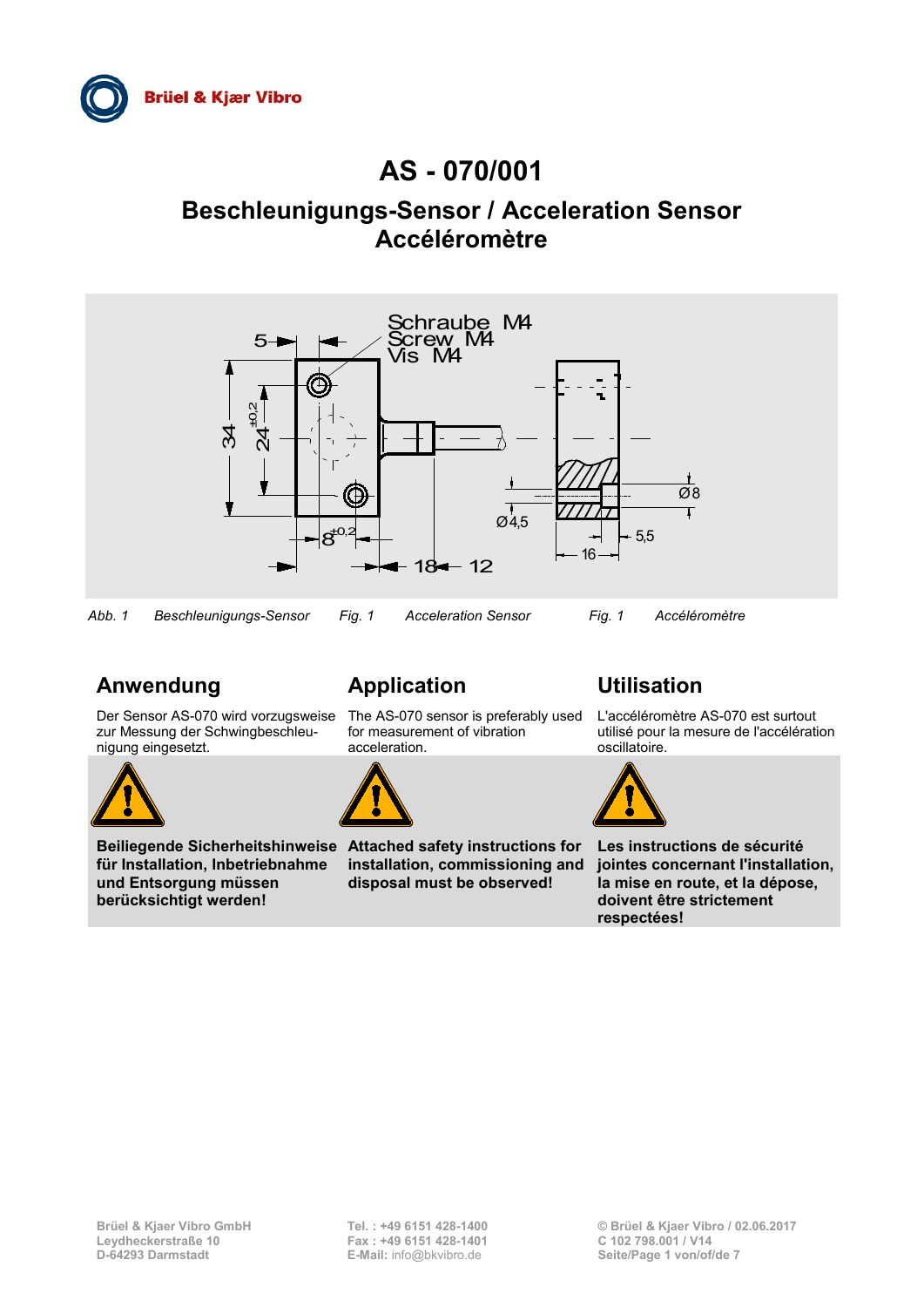# AS - 070/001

## Beschleunigungs-Sensor / Acceleration Sensor
## Accéléromètre

*Abb. 1* *Beschleunigungs-Sensor* *Fig. 1* *Acceleration Sensor* *Fig. 1* *Accéléromètre*

## Anwendung

Der Sensor AS-070 wird vorzugsweise zur Messung der Schwingbeschleunigung eingesetzt.

**Beiliegende Sicherheitshinweise für Installation, Inbetriebnahme und Entsorgung müssen berücksichtigt werden!**

## Application

The AS-070 sensor is preferably used for measurement of vibration acceleration.

**Attached safety instructions for installation, commissioning and disposal must be observed!**

## Utilisation

L'accéléromètre AS-070 est surtout utilisé pour la mesure de l'accélération oscillatoire.

**Les instructions de sécurité jointes concernant l'installation, la mise en route, et la dépose, doivent être strictement respectées!**

Brüel & Kjaer Vibro GmbH
Leydheckerstraße 10
D-64293 Darmstadt

**Tel. :** +49 6151 428-1400
**Fax :** +49 6151 428-1401
**E-Mail:** info@bkvibro.de

© Brüel & Kjaer Vibro / 02.06.2017
C 102 798.001 / V14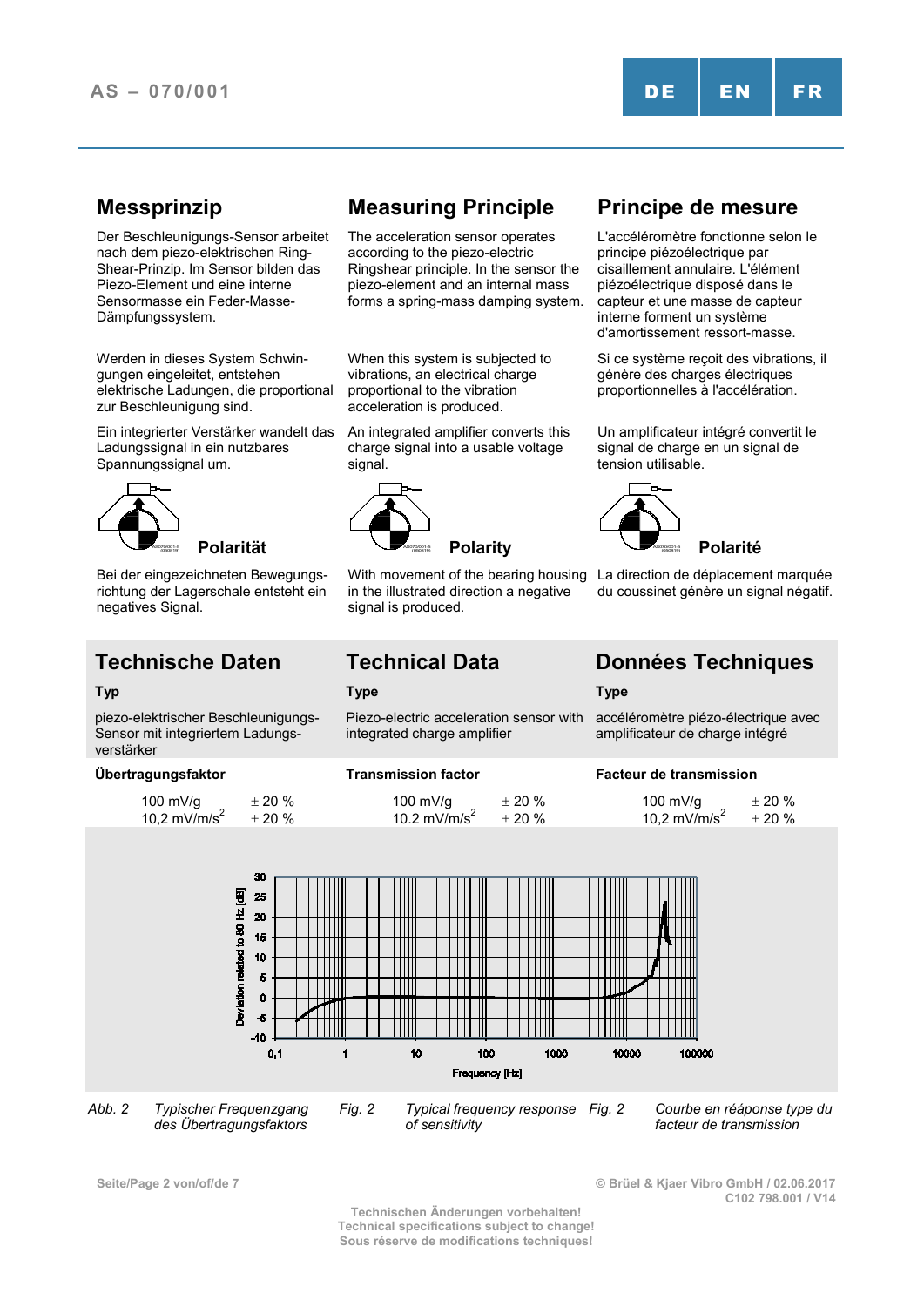## Messprinzip

Der Beschleunigungs-Sensor arbeitet nach dem piezo-elektrischen Ring-Shear-Prinzip. Im Sensor bilden das Piezo-Element und eine interne Sensormasse ein Feder-Masse-Dämpfungssystem.

Werden in dieses System Schwingungen eingeleitet, entstehen elektrische Ladungen, die proportional zur Beschleunigung sind.

Ein integrierter Verstärker wandelt das Ladungssignal in ein nutzbares Spannungssignal um.

### Polarität

Bei der eingezeichneten Bewegungsrichtung der Lagerschale entsteht ein negatives Signal.

## Measuring Principle

The acceleration sensor operates according to the piezo-electric Ringshear principle. In the sensor the piezo-element and an internal mass forms a spring-mass damping system.

When this system is subjected to vibrations, an electrical charge proportional to the vibration acceleration is produced.

An integrated amplifier converts this charge signal into a usable voltage signal.

### Polarity

With movement of the bearing housing in the illustrated direction a negative signal is produced.

## Principe de mesure

L'accéléromètre fonctionne selon le principe piézoélectrique par cisaillement annulaire. L'élément piézoélectrique disposé dans le capteur et une masse de capteur interne forment un système d'amortissement ressort-masse.

Si ce système reçoit des vibrations, il génère des charges électriques proportionnelles à l'accélération.

Un amplificateur intégré convertit le signal de charge en un signal de tension utilisable.

### Polarité

La direction de déplacement marquée du coussinet génère un signal négatif.

## Technische Daten

**Typ**

piezo-elektrischer Beschleunigungs-Sensor mit integriertem Ladungs-verstärker

**Übertragungsfaktor**

| | |
|---|---|
| 100 mV/g | ± 20 % |
| 10,2 mV/m/s$^2$ | ± 20 % |

## Technical Data

**Type**

Piezo-electric acceleration sensor with integrated charge amplifier

**Transmission factor**

| | |
|---|---|
| 100 mV/g | ± 20 % |
| 10.2 mV/m/s$^2$ | ± 20 % |

## Données Techniques

**Type**

accéléromètre piézo-électrique avec amplificateur de charge intégré

**Facteur de transmission**

| | |
|---|---|
| 100 mV/g | ± 20 % |
| 10,2 mV/m/s$^2$ | ± 20 % |

*Abb. 2 Typischer Frequenzgang des Übertragungsfaktors*

*Fig. 2 Typical frequency response of sensitivity*

*Fig. 2 Courbe en réaponse type du facteur de transmission*

© Brüel & Kjaer Vibro GmbH / 02.06.2017
C102 798.001 / V14

Technischen Änderungen vorbehalten!
Technical specifications subject to change!
Sous réserve de modifications techniques!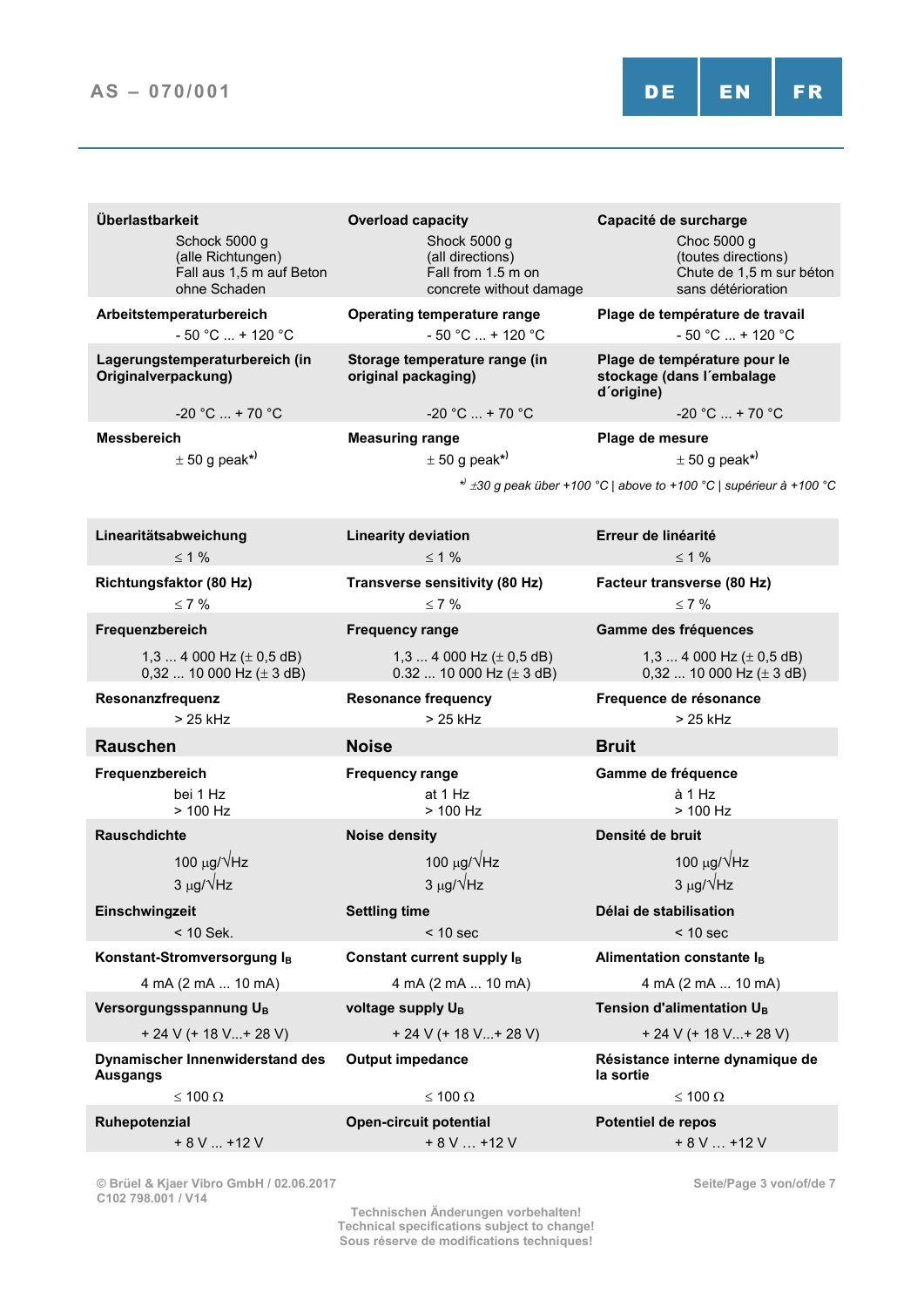| DE | EN | FR |
|---|---|---|
| **Überlastbarkeit**<br>Schock 5000 g<br>(alle Richtungen)<br>Fall aus 1,5 m auf Beton<br>ohne Schaden | **Overload capacity**<br>Shock 5000 g<br>(all directions)<br>Fall from 1.5 m on<br>concrete without damage | **Capacité de surcharge**<br>Choc 5000 g<br>(toutes directions)<br>Chute de 1,5 m sur béton<br>sans détérioration |
| **Arbeitstemperaturbereich**<br>- 50 °C ... + 120 °C | **Operating temperature range**<br>- 50 °C ... + 120 °C | **Plage de température de travail**<br>- 50 °C ... + 120 °C |
| **Lagerungstemperaturbereich (in Originalverpackung)**<br>-20 °C ... + 70 °C | **Storage temperature range (in original packaging)**<br>-20 °C ... + 70 °C | **Plage de température pour le stockage (dans l´embalage d´origine)**<br>-20 °C ... + 70 °C |
| **Messbereich**<br>± 50 g peak*) | **Measuring range**<br>± 50 g peak*) | **Plage de mesure**<br>± 50 g peak*) |

*) ±30 g peak über +100 °C | above to +100 °C | supérieur à +100 °C*

| DE | EN | FR |
|---|---|---|
| **Linearitätsabweichung**<br>≤ 1 % | **Linearity deviation**<br>≤ 1 % | **Erreur de linéarité**<br>≤ 1 % |
| **Richtungsfaktor (80 Hz)**<br>≤ 7 % | **Transverse sensitivity (80 Hz)**<br>≤ 7 % | **Facteur transverse (80 Hz)**<br>≤ 7 % |
| **Frequenzbereich**<br>1,3 ... 4 000 Hz (± 0,5 dB)<br>0,32 ... 10 000 Hz (± 3 dB) | **Frequency range**<br>1,3 ... 4 000 Hz (± 0,5 dB)<br>0.32 ... 10 000 Hz (± 3 dB) | **Gamme des fréquences**<br>1,3 ... 4 000 Hz (± 0,5 dB)<br>0,32 ... 10 000 Hz (± 3 dB) |
| **Resonanzfrequenz**<br>> 25 kHz | **Resonance frequency**<br>> 25 kHz | **Frequence de résonance**<br>> 25 kHz |
| **Rauschen** | **Noise** | **Bruit** |
| **Frequenzbereich**<br>bei 1 Hz<br>> 100 Hz | **Frequency range**<br>at 1 Hz<br>> 100 Hz | **Gamme de fréquence**<br>à 1 Hz<br>> 100 Hz |
| **Rauschdichte**<br>100 µg/√Hz<br>3 µg/√Hz | **Noise density**<br>100 µg/√Hz<br>3 µg/√Hz | **Densité de bruit**<br>100 µg/√Hz<br>3 µg/√Hz |
| **Einschwingzeit**<br>< 10 Sek. | **Settling time**<br>< 10 sec | **Délai de stabilisation**<br>< 10 sec |
| **Konstant-Stromversorgung $I_B$**<br>4 mA (2 mA ... 10 mA) | **Constant current supply $I_B$**<br>4 mA (2 mA ... 10 mA) | **Alimentation constante $I_B$**<br>4 mA (2 mA ... 10 mA) |
| **Versorgungsspannung $U_B$**<br>+ 24 V (+ 18 V...+ 28 V) | **voltage supply $U_B$**<br>+ 24 V (+ 18 V...+ 28 V) | **Tension d'alimentation $U_B$**<br>+ 24 V (+ 18 V...+ 28 V) |
| **Dynamischer Innenwiderstand des Ausgangs**<br>≤ 100 Ω | **Output impedance**<br>≤ 100 Ω | **Résistance interne dynamique de la sortie**<br>≤ 100 Ω |
| **Ruhepotenzial**<br>+ 8 V ... +12 V | **Open-circuit potential**<br>+ 8 V ... +12 V | **Potentiel de repos**<br>+ 8 V ... +12 V |

© Brüel & Kjaer Vibro GmbH / 02.06.2017
C102 798.001 / V14

Technischen Änderungen vorbehalten!
Technical specifications subject to change!
Sous réserve de modifications techniques!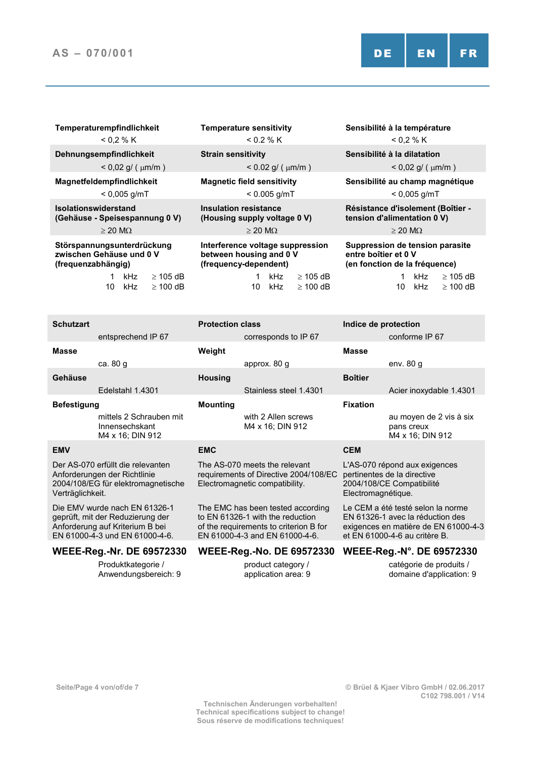| DE | EN | FR |
|---|---|---|
| **Temperaturempfindlichkeit**<br>< 0,2 % K | **Temperature sensitivity**<br>< 0.2 % K | **Sensibilité à la température**<br>< 0,2 % K |
| **Dehnungsempfindlichkeit**<br>< 0,02 g/ ( µm/m ) | **Strain sensitivity**<br>< 0.02 g/ ( µm/m ) | **Sensibilité à la dilatation**<br>< 0,02 g/ ( µm/m ) |
| **Magnetfeldempfindlichkeit**<br>< 0,005 g/mT | **Magnetic field sensitivity**<br>< 0.005 g/mT | **Sensibilité au champ magnétique**<br>< 0,005 g/mT |
| **Isolationswiderstand (Gehäuse - Speisespannung 0 V)**<br>≥ 20 MΩ | **Insulation resistance (Housing supply voltage 0 V)**<br>≥ 20 MΩ | **Résistance d'isolement (Boîtier - tension d'alimentation 0 V)**<br>≥ 20 MΩ |
| **Störspannungsunterdrückung zwischen Gehäuse und 0 V (frequenzabhängig)**<br>1 kHz ≥ 105 dB<br>10 kHz ≥ 100 dB | **Interference voltage suppression between housing and 0 V (frequency-dependent)**<br>1 kHz ≥ 105 dB<br>10 kHz ≥ 100 dB | **Suppression de tension parasite entre boîtier et 0 V (en fonction de la fréquence)**<br>1 kHz ≥ 105 dB<br>10 kHz ≥ 100 dB |

| DE | EN | FR |
|---|---|---|
| **Schutzart**<br>entsprechend IP 67 | **Protection class**<br>corresponds to IP 67 | **Indice de protection**<br>conforme IP 67 |
| **Masse**<br>ca. 80 g | **Weight**<br>approx. 80 g | **Masse**<br>env. 80 g |
| **Gehäuse**<br>Edelstahl 1.4301 | **Housing**<br>Stainless steel 1.4301 | **Boîtier**<br>Acier inoxydable 1.4301 |
| **Befestigung**<br>mittels 2 Schrauben mit Innensechskant M4 x 16; DIN 912 | **Mounting**<br>with 2 Allen screws M4 x 16; DIN 912 | **Fixation**<br>au moyen de 2 vis à six pans creux M4 x 16; DIN 912 |
| **EMV**<br>Der AS-070 erfüllt die relevanten Anforderungen der Richtlinie 2004/108/EG für elektromagnetische Verträglichkeit.<br>Die EMV wurde nach EN 61326-1 geprüft, mit der Reduzierung der Anforderung auf Kriterium B bei EN 61000-4-3 und EN 61000-4-6. | **EMC**<br>The AS-070 meets the relevant requirements of Directive 2004/108/EC Electromagnetic compatibility.<br>The EMC has been tested according to EN 61326-1 with the reduction of the requirements to criterion B for EN 61000-4-3 and EN 61000-4-6. | **CEM**<br>L'AS-070 répond aux exigences pertinentes de la directive 2004/108/CE Compatibilité Electromagnétique.<br>Le CEM a été testé selon la norme EN 61326-1 avec la réduction des exigences en matière de EN 61000-4-3 et EN 61000-4-6 au critère B. |
| **WEEE-Reg.-Nr. DE 69572330**<br>Produktkategorie / Anwendungsbereich: 9 | **WEEE-Reg.-No. DE 69572330**<br>product category / application area: 9 | **WEEE-Reg.-N°. DE 69572330**<br>catégorie de produits / domaine d'application: 9 |

© Brüel & Kjaer Vibro GmbH / 02.06.2017
C102 798.001 / V14

Technischen Änderungen vorbehalten!
Technical specifications subject to change!
Sous réserve de modifications techniques!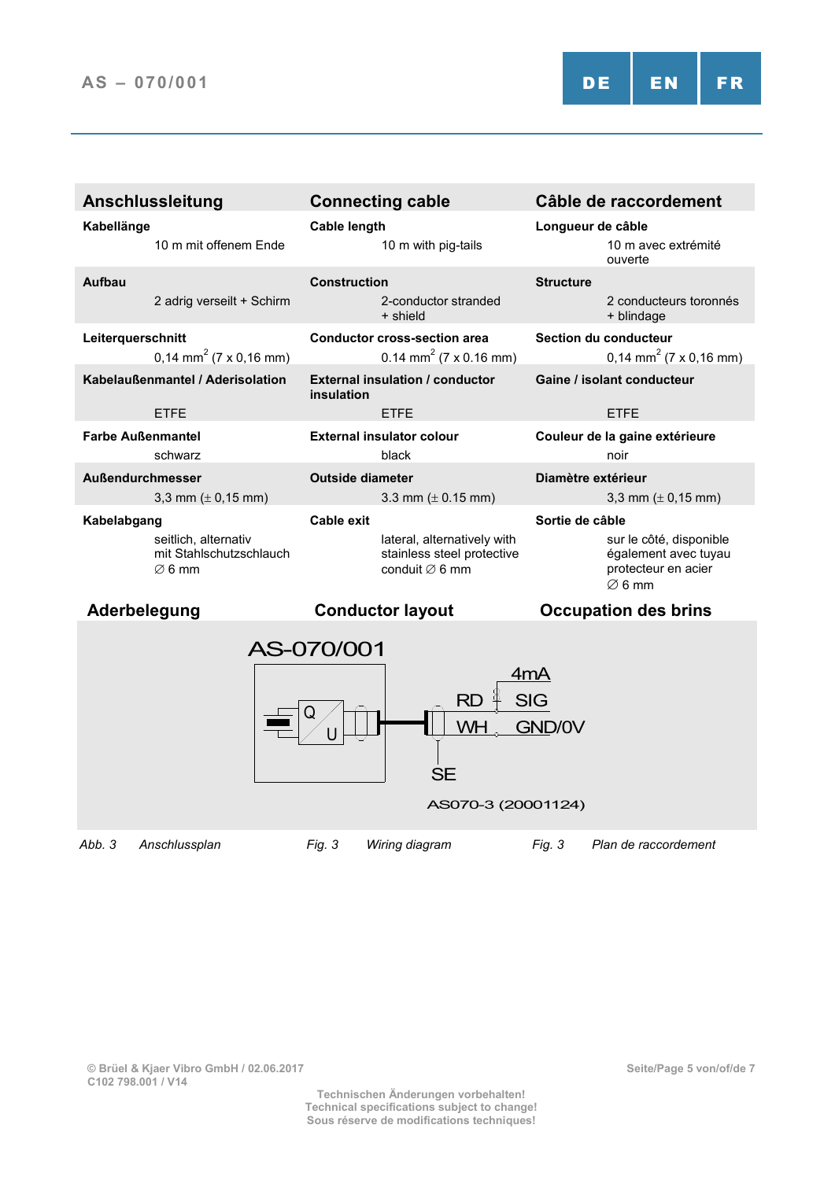| Anschlussleitung | Connecting cable | Câble de raccordement |
|---|---|---|
| **Kabellänge** | **Cable length** | **Longueur de câble** |
| 10 m mit offenem Ende | 10 m with pig-tails | 10 m avec extrémité ouverte |
| **Aufbau** | **Construction** | **Structure** |
| 2 adrig verseilt + Schirm | 2-conductor stranded + shield | 2 conducteurs toronnés + blindage |
| **Leiterquerschnitt** | **Conductor cross-section area** | **Section du conducteur** |
| 0,14 mm$^2$ (7 x 0,16 mm) | 0.14 mm$^2$ (7 x 0.16 mm) | 0,14 mm$^2$ (7 x 0,16 mm) |
| **Kabelaußenmantel / Aderisolation** | **External insulation / conductor insulation** | **Gaine / isolant conducteur** |
| ETFE | ETFE | ETFE |
| **Farbe Außenmantel** | **External insulator colour** | **Couleur de la gaine extérieure** |
| schwarz | black | noir |
| **Außendurchmesser** | **Outside diameter** | **Diamètre extérieur** |
| 3,3 mm (± 0,15 mm) | 3.3 mm (± 0.15 mm) | 3,3 mm (± 0,15 mm) |
| **Kabelabgang** | **Cable exit** | **Sortie de câble** |
| seitlich, alternativ mit Stahlschutzschlauch ∅ 6 mm | lateral, alternatively with stainless steel protective conduit ∅ 6 mm | sur le côté, disponible également avec tuyau protecteur en acier ∅ 6 mm |

## Aderbelegung | Conductor layout | Occupation des brins

AS-070/001

Q / U — RD: 4mA SIG — WH: GND/0V — SE

AS070-3 (20001124)

*Abb. 3 Anschlussplan* | *Fig. 3 Wiring diagram* | *Fig. 3 Plan de raccordement*

© Brüel & Kjaer Vibro GmbH / 02.06.2017
C102 798.001 / V14

Technischen Änderungen vorbehalten!
Technical specifications subject to change!
Sous réserve de modifications techniques!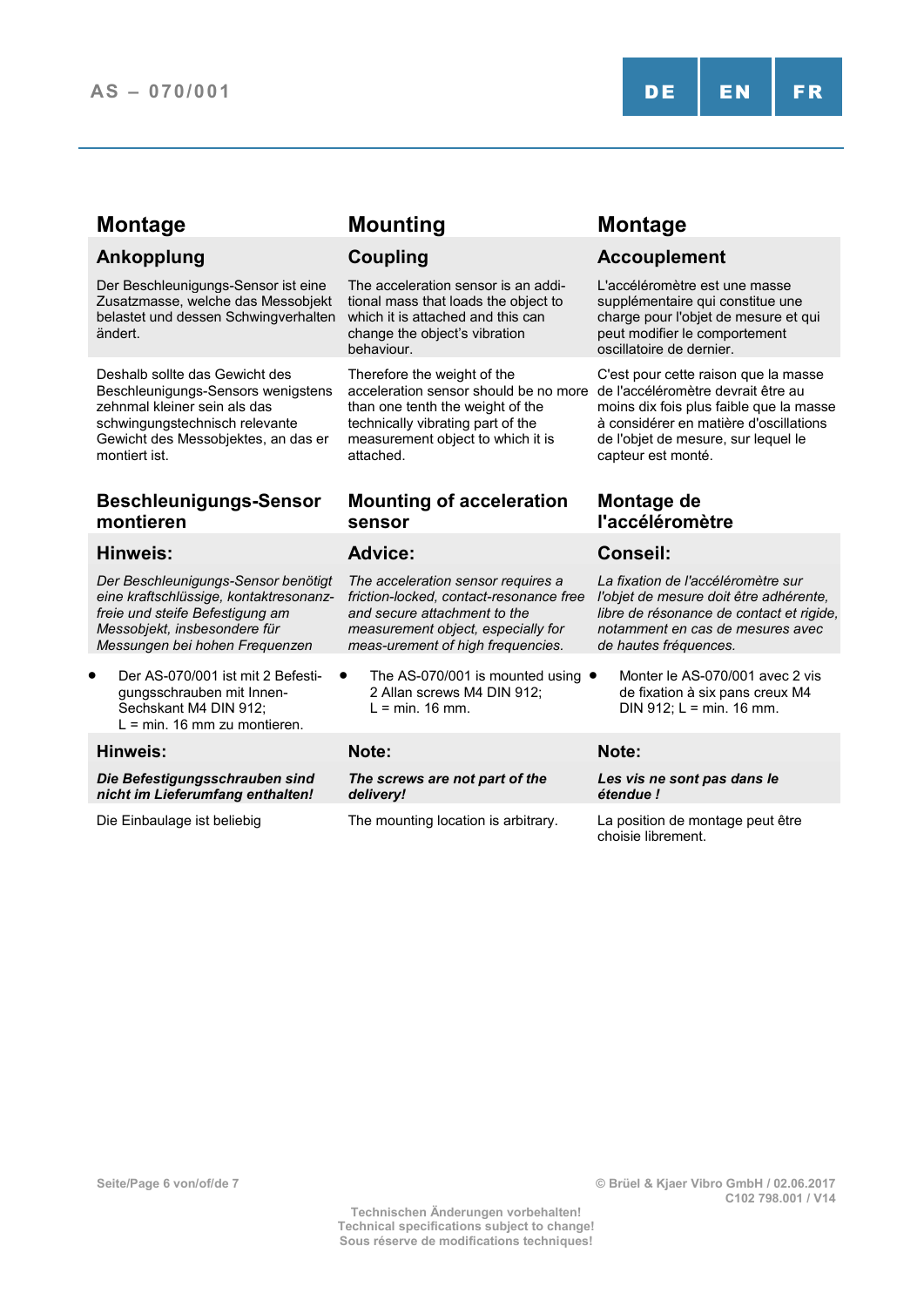## Montage

### Ankopplung

Der Beschleunigungs-Sensor ist eine Zusatzmasse, welche das Messobjekt belastet und dessen Schwingverhalten ändert.

Deshalb sollte das Gewicht des Beschleunigungs-Sensors wenigstens zehnmal kleiner sein als das schwingungstechnisch relevante Gewicht des Messobjektes, an das er montiert ist.

### Beschleunigungs-Sensor montieren

#### Hinweis:

*Der Beschleunigungs-Sensor benötigt eine kraftschlüssige, kontaktresonanz-freie und steife Befestigung am Messobjekt, insbesondere für Messungen bei hohen Frequenzen*

- Der AS-070/001 ist mit 2 Befesti-gungsschrauben mit Innen-Sechskant M4 DIN 912; L = min. 16 mm zu montieren.

#### Hinweis:

***Die Befestigungsschrauben sind nicht im Lieferumfang enthalten!***

Die Einbaulage ist beliebig

## Mounting

### Coupling

The acceleration sensor is an addi-tional mass that loads the object to which it is attached and this can change the object’s vibration behaviour.

Therefore the weight of the acceleration sensor should be no more than one tenth the weight of the technically vibrating part of the measurement object to which it is attached.

### Mounting of acceleration sensor

#### Advice:

*The acceleration sensor requires a friction-locked, contact-resonance free and secure attachment to the measurement object, especially for meas-urement of high frequencies.*

- The AS-070/001 is mounted using 2 Allan screws M4 DIN 912; L = min. 16 mm.

#### Note:

***The screws are not part of the delivery!***

The mounting location is arbitrary.

## Montage

### Accouplement

L'accéléromètre est une masse supplémentaire qui constitue une charge pour l'objet de mesure et qui peut modifier le comportement oscillatoire de dernier.

C'est pour cette raison que la masse de l'accéléromètre devrait être au moins dix fois plus faible que la masse à considérer en matière d'oscillations de l'objet de mesure, sur lequel le capteur est monté.

### Montage de l'accéléromètre

#### Conseil:

*La fixation de l'accéléromètre sur l'objet de mesure doit être adhérente, libre de résonance de contact et rigide, notamment en cas de mesures avec de hautes fréquences.*

- Monter le AS-070/001 avec 2 vis de fixation à six pans creux M4 DIN 912; L = min. 16 mm.

#### Note:

***Les vis ne sont pas dans le étendue !***

La position de montage peut être choisie librement.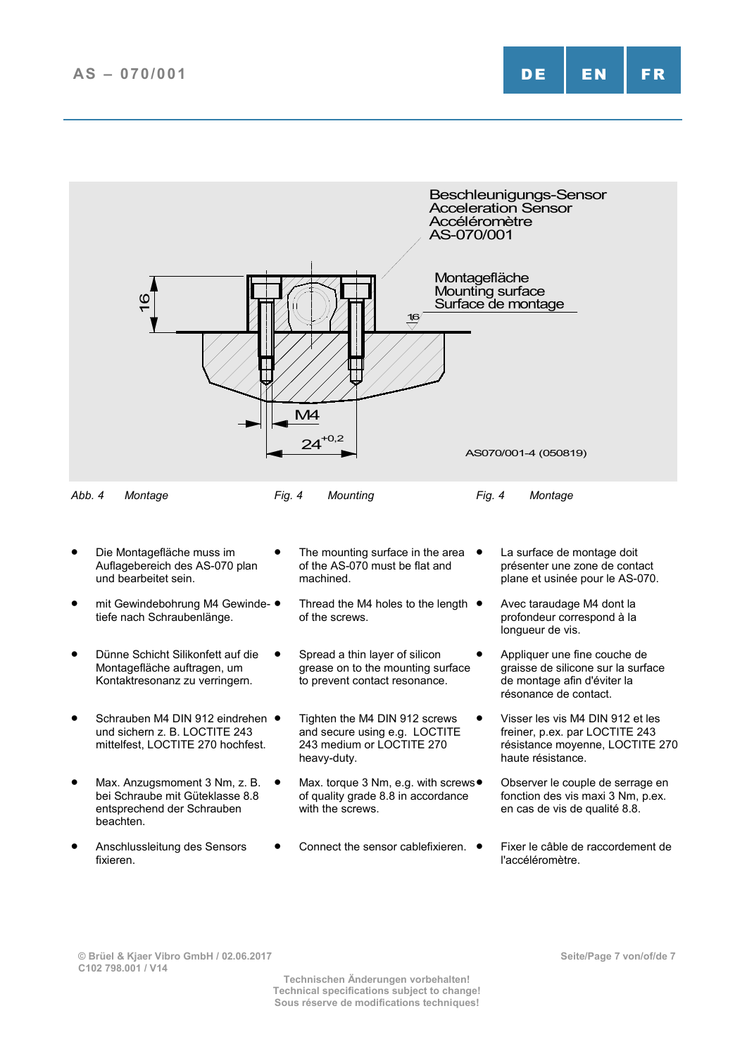Beschleunigungs-Sensor
Acceleration Sensor
Accéléromètre
AS-070/001

Montagefläche
Mounting surface
Surface de montage

16

M4

$24^{+0,2}$

AS070/001-4 (050819)

*Abb. 4 Montage* — *Fig. 4 Mounting* — *Fig. 4 Montage*

- Die Montagefläche muss im Auflagebereich des AS-070 plan und bearbeitet sein.
- mit Gewindebohrung M4 Gewindetiefe nach Schraubenlänge.
- Dünne Schicht Silikonfett auf die Montagefläche auftragen, um Kontaktresonanz zu verringern.
- Schrauben M4 DIN 912 eindrehen und sichern z. B. LOCTITE 243 mittelfest, LOCTITE 270 hochfest.
- Max. Anzugsmoment 3 Nm, z. B. bei Schraube mit Güteklasse 8.8 entsprechend der Schrauben beachten.
- Anschlussleitung des Sensors fixieren.

- The mounting surface in the area of the AS-070 must be flat and machined.
- Thread the M4 holes to the length of the screws.
- Spread a thin layer of silicon grease on to the mounting surface to prevent contact resonance.
- Tighten the M4 DIN 912 screws and secure using e.g. LOCTITE 243 medium or LOCTITE 270 heavy-duty.
- Max. torque 3 Nm, e.g. with screws of quality grade 8.8 in accordance with the screws.
- Connect the sensor cablefixieren.

- La surface de montage doit présenter une zone de contact plane et usinée pour le AS-070.
- Avec taraudage M4 dont la profondeur correspond à la longueur de vis.
- Appliquer une fine couche de graisse de silicone sur la surface de montage afin d'éviter la résonance de contact.
- Visser les vis M4 DIN 912 et les freiner, p.ex. par LOCTITE 243 résistance moyenne, LOCTITE 270 haute résistance.
- Observer le couple de serrage en fonction des vis maxi 3 Nm, p.ex. en cas de vis de qualité 8.8.
- Fixer le câble de raccordement de l'accéléromètre.

Technischen Änderungen vorbehalten!
Technical specifications subject to change!
Sous réserve de modifications techniques!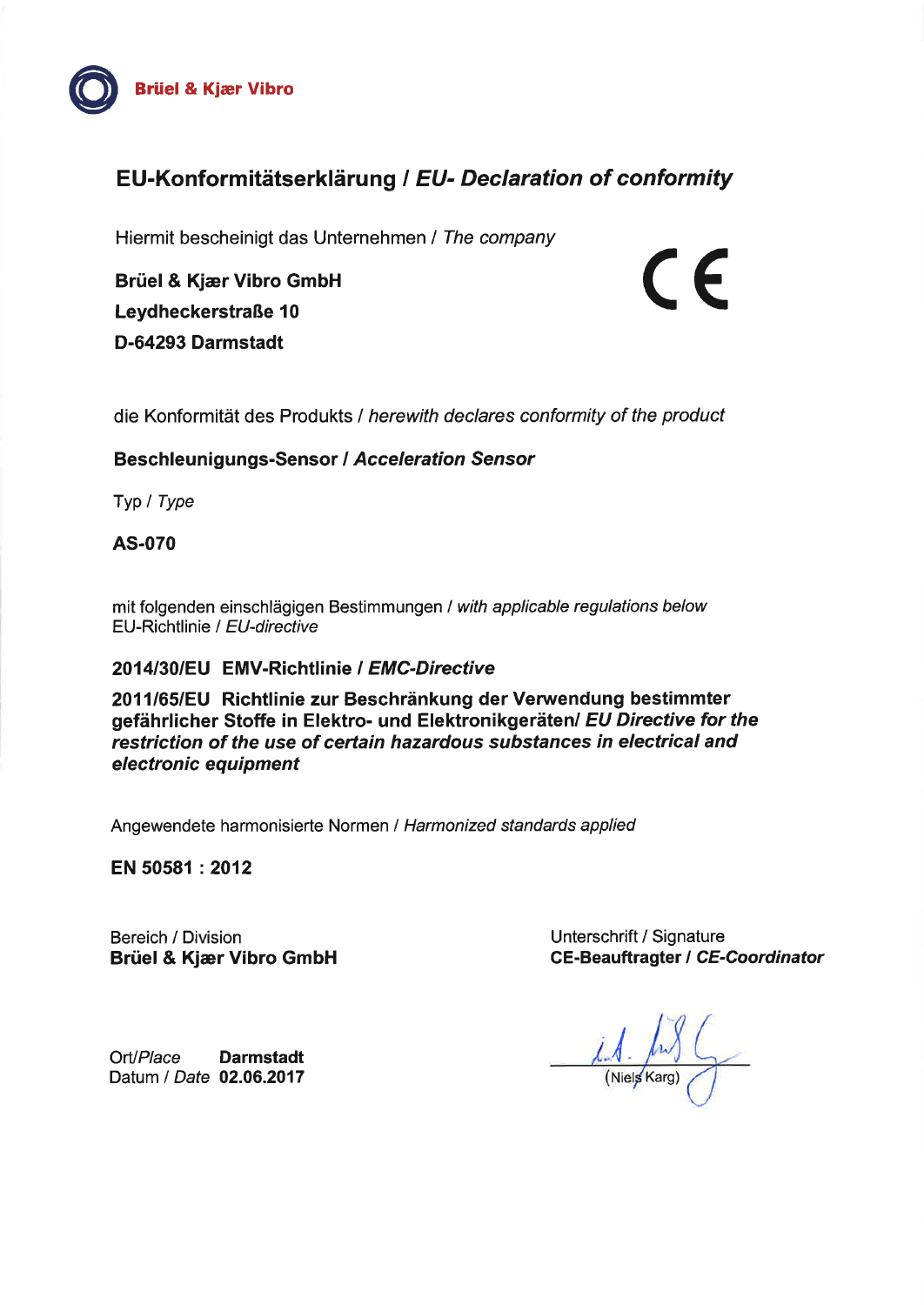**Brüel & Kjær Vibro**

# EU-Konformitätserklärung / *EU- Declaration of conformity*

Hiermit bescheinigt das Unternehmen / *The company*

**Brüel & Kjær Vibro GmbH**
**Leydheckerstraße 10**
**D-64293 Darmstadt**

CE

die Konformität des Produkts / *herewith declares conformity of the product*

**Beschleunigungs-Sensor / *Acceleration Sensor***

Typ / *Type*

**AS-070**

mit folgenden einschlägigen Bestimmungen / *with applicable regulations below*
EU-Richtlinie / *EU-directive*

**2014/30/EU EMV-Richtlinie / *EMC-Directive***

**2011/65/EU Richtlinie zur Beschränkung der Verwendung bestimmter gefährlicher Stoffe in Elektro- und Elektronikgeräten/ *EU Directive for the restriction of the use of certain hazardous substances in electrical and electronic equipment***

Angewendete harmonisierte Normen / *Harmonized standards applied*

**EN 50581 : 2012**

Bereich / Division
**Brüel & Kjær Vibro GmbH**

Unterschrift / Signature
**CE-Beauftragter / *CE-Coordinator***

Ort/*Place* **Darmstadt**
Datum / *Date* **02.06.2017**

(Niels Karg)